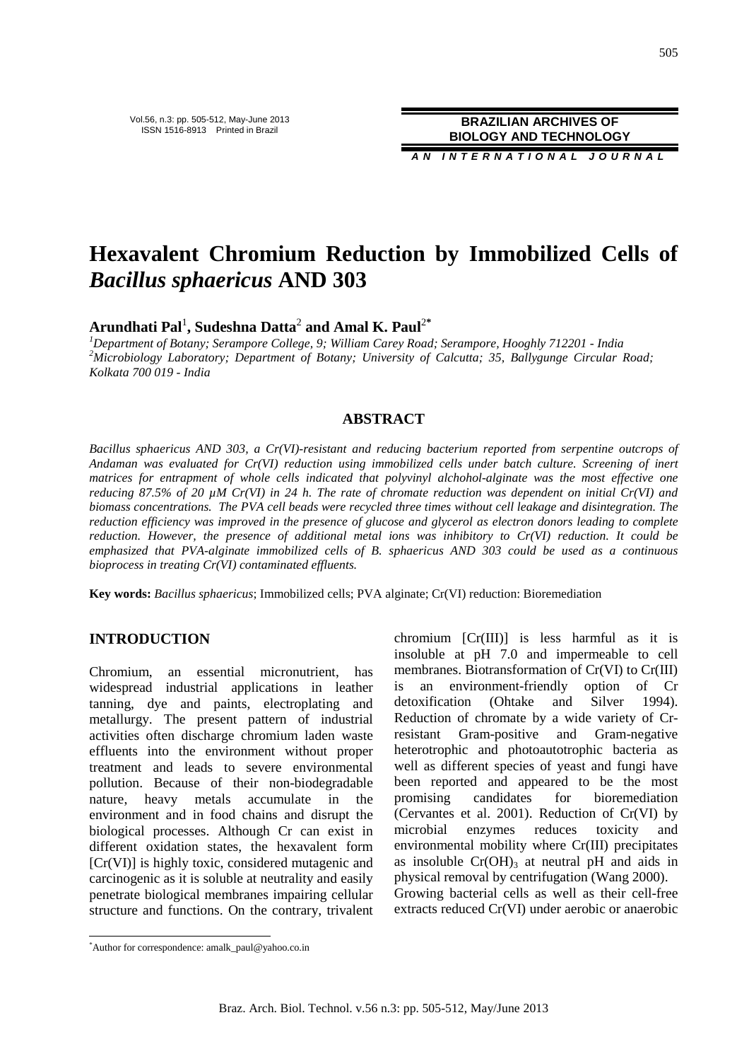# Hexavalent Chromium Reduction by Immobilized Cells of *Bacillus sphaericus* AND 303

**Arundhati Pal**[1]**, Sudeshna Datta**[2] **and Amal K. Paul**[2*]

[1]*Department of Botany; Serampore College, 9; William Carey Road; Serampore, Hooghly 712201 - India*
[2]*Microbiology Laboratory; Department of Botany; University of Calcutta; 35, Ballygunge Circular Road; Kolkata 700 019 - India*

## ABSTRACT

*Bacillus sphaericus AND 303, a Cr(VI)-resistant and reducing bacterium reported from serpentine outcrops of Andaman was evaluated for Cr(VI) reduction using immobilized cells under batch culture. Screening of inert matrices for entrapment of whole cells indicated that polyvinyl alchohol-alginate was the most effective one reducing 87.5% of 20 µM Cr(VI) in 24 h. The rate of chromate reduction was dependent on initial Cr(VI) and biomass concentrations. The PVA cell beads were recycled three times without cell leakage and disintegration. The reduction efficiency was improved in the presence of glucose and glycerol as electron donors leading to complete reduction. However, the presence of additional metal ions was inhibitory to Cr(VI) reduction. It could be emphasized that PVA-alginate immobilized cells of B. sphaericus AND 303 could be used as a continuous bioprocess in treating Cr(VI) contaminated effluents.*

**Key words:** *Bacillus sphaericus*; Immobilized cells; PVA alginate; Cr(VI) reduction: Bioremediation

## INTRODUCTION

Chromium, an essential micronutrient, has widespread industrial applications in leather tanning, dye and paints, electroplating and metallurgy. The present pattern of industrial activities often discharge chromium laden waste effluents into the environment without proper treatment and leads to severe environmental pollution. Because of their non-biodegradable nature, heavy metals accumulate in the environment and in food chains and disrupt the biological processes. Although Cr can exist in different oxidation states, the hexavalent form [Cr(VI)] is highly toxic, considered mutagenic and carcinogenic as it is soluble at neutrality and easily penetrate biological membranes impairing cellular structure and functions. On the contrary, trivalent chromium [Cr(III)] is less harmful as it is insoluble at pH 7.0 and impermeable to cell membranes. Biotransformation of Cr(VI) to Cr(III) is an environment-friendly option of Cr detoxification (Ohtake and Silver 1994). Reduction of chromate by a wide variety of Cr-resistant Gram-positive and Gram-negative heterotrophic and photoautotrophic bacteria as well as different species of yeast and fungi have been reported and appeared to be the most promising candidates for bioremediation (Cervantes et al. 2001). Reduction of Cr(VI) by microbial enzymes reduces toxicity and environmental mobility where Cr(III) precipitates as insoluble $Cr(OH)_3$ at neutral pH and aids in physical removal by centrifugation (Wang 2000).

Growing bacterial cells as well as their cell-free extracts reduced Cr(VI) under aerobic or anaerobic

[*]Author for correspondence: amalk_paul@yahoo.co.in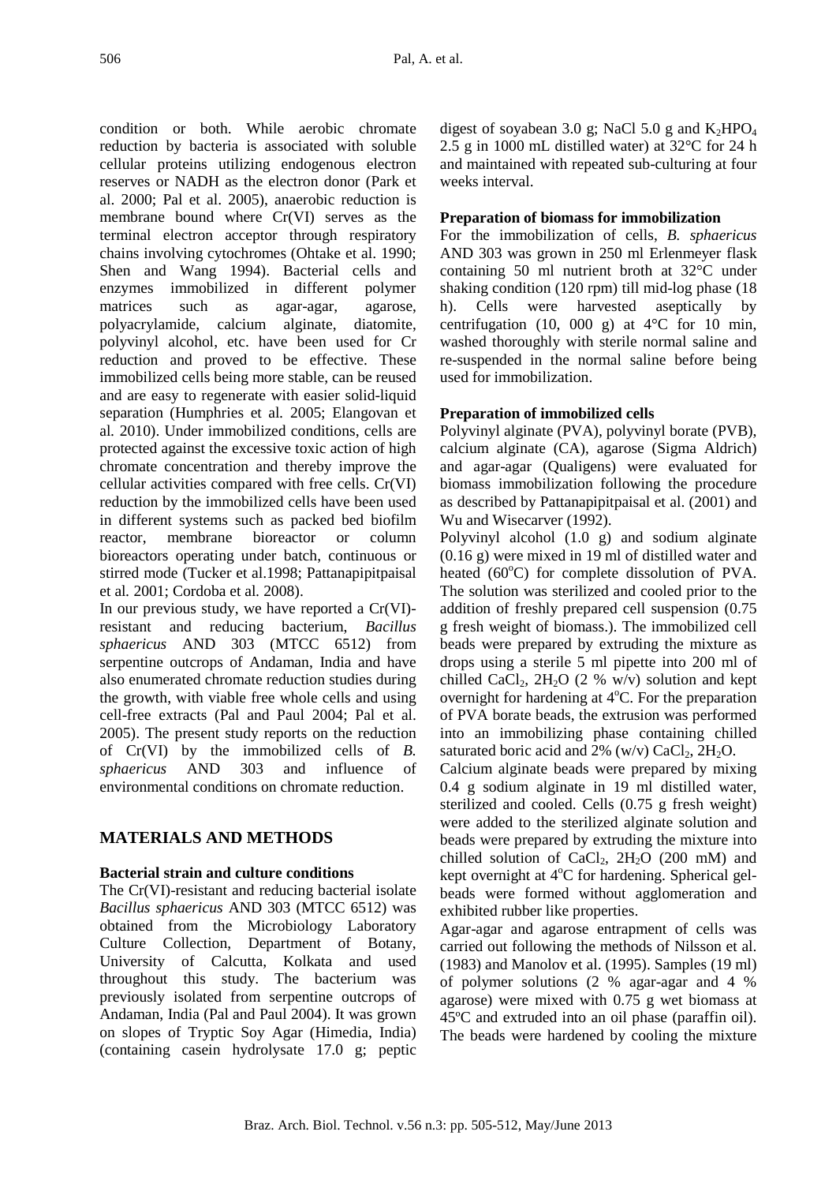condition or both. While aerobic chromate reduction by bacteria is associated with soluble cellular proteins utilizing endogenous electron reserves or NADH as the electron donor (Park et al. 2000; Pal et al. 2005), anaerobic reduction is membrane bound where Cr(VI) serves as the terminal electron acceptor through respiratory chains involving cytochromes (Ohtake et al. 1990; Shen and Wang 1994). Bacterial cells and enzymes immobilized in different polymer matrices such as agar-agar, agarose, polyacrylamide, calcium alginate, diatomite, polyvinyl alcohol, etc. have been used for Cr reduction and proved to be effective. These immobilized cells being more stable, can be reused and are easy to regenerate with easier solid-liquid separation (Humphries et al. 2005; Elangovan et al. 2010). Under immobilized conditions, cells are protected against the excessive toxic action of high chromate concentration and thereby improve the cellular activities compared with free cells. Cr(VI) reduction by the immobilized cells have been used in different systems such as packed bed biofilm reactor, membrane bioreactor or column bioreactors operating under batch, continuous or stirred mode (Tucker et al.1998; Pattanapipitpaisal et al. 2001; Cordoba et al. 2008).

In our previous study, we have reported a Cr(VI)-resistant and reducing bacterium, *Bacillus sphaericus* AND 303 (MTCC 6512) from serpentine outcrops of Andaman, India and have also enumerated chromate reduction studies during the growth, with viable free whole cells and using cell-free extracts (Pal and Paul 2004; Pal et al. 2005). The present study reports on the reduction of Cr(VI) by the immobilized cells of *B. sphaericus* AND 303 and influence of environmental conditions on chromate reduction.

## MATERIALS AND METHODS

### Bacterial strain and culture conditions

The Cr(VI)-resistant and reducing bacterial isolate *Bacillus sphaericus* AND 303 (MTCC 6512) was obtained from the Microbiology Laboratory Culture Collection, Department of Botany, University of Calcutta, Kolkata and used throughout this study. The bacterium was previously isolated from serpentine outcrops of Andaman, India (Pal and Paul 2004). It was grown on slopes of Tryptic Soy Agar (Himedia, India) (containing casein hydrolysate 17.0 g; peptic digest of soyabean 3.0 g; NaCl 5.0 g and $K_2HPO_4$ 2.5 g in 1000 mL distilled water) at 32°C for 24 h and maintained with repeated sub-culturing at four weeks interval.

### Preparation of biomass for immobilization

For the immobilization of cells, *B. sphaericus* AND 303 was grown in 250 ml Erlenmeyer flask containing 50 ml nutrient broth at 32°C under shaking condition (120 rpm) till mid-log phase (18 h). Cells were harvested aseptically by centrifugation (10, 000 g) at 4°C for 10 min, washed thoroughly with sterile normal saline and re-suspended in the normal saline before being used for immobilization.

### Preparation of immobilized cells

Polyvinyl alginate (PVA), polyvinyl borate (PVB), calcium alginate (CA), agarose (Sigma Aldrich) and agar-agar (Qualigens) were evaluated for biomass immobilization following the procedure as described by Pattanapipitpaisal et al. (2001) and Wu and Wisecarver (1992).

Polyvinyl alcohol (1.0 g) and sodium alginate (0.16 g) were mixed in 19 ml of distilled water and heated (60°C) for complete dissolution of PVA. The solution was sterilized and cooled prior to the addition of freshly prepared cell suspension (0.75 g fresh weight of biomass.). The immobilized cell beads were prepared by extruding the mixture as drops using a sterile 5 ml pipette into 200 ml of chilled $CaCl_2$, $2H_2O$ (2 % w/v) solution and kept overnight for hardening at 4°C. For the preparation of PVA borate beads, the extrusion was performed into an immobilizing phase containing chilled saturated boric acid and 2% (w/v) $CaCl_2$, $2H_2O$.

Calcium alginate beads were prepared by mixing 0.4 g sodium alginate in 19 ml distilled water, sterilized and cooled. Cells (0.75 g fresh weight) were added to the sterilized alginate solution and beads were prepared by extruding the mixture into chilled solution of $CaCl_2$, $2H_2O$ (200 mM) and kept overnight at 4°C for hardening. Spherical gel-beads were formed without agglomeration and exhibited rubber like properties.

Agar-agar and agarose entrapment of cells was carried out following the methods of Nilsson et al. (1983) and Manolov et al. (1995). Samples (19 ml) of polymer solutions (2 % agar-agar and 4 % agarose) were mixed with 0.75 g wet biomass at 45ºC and extruded into an oil phase (paraffin oil). The beads were hardened by cooling the mixture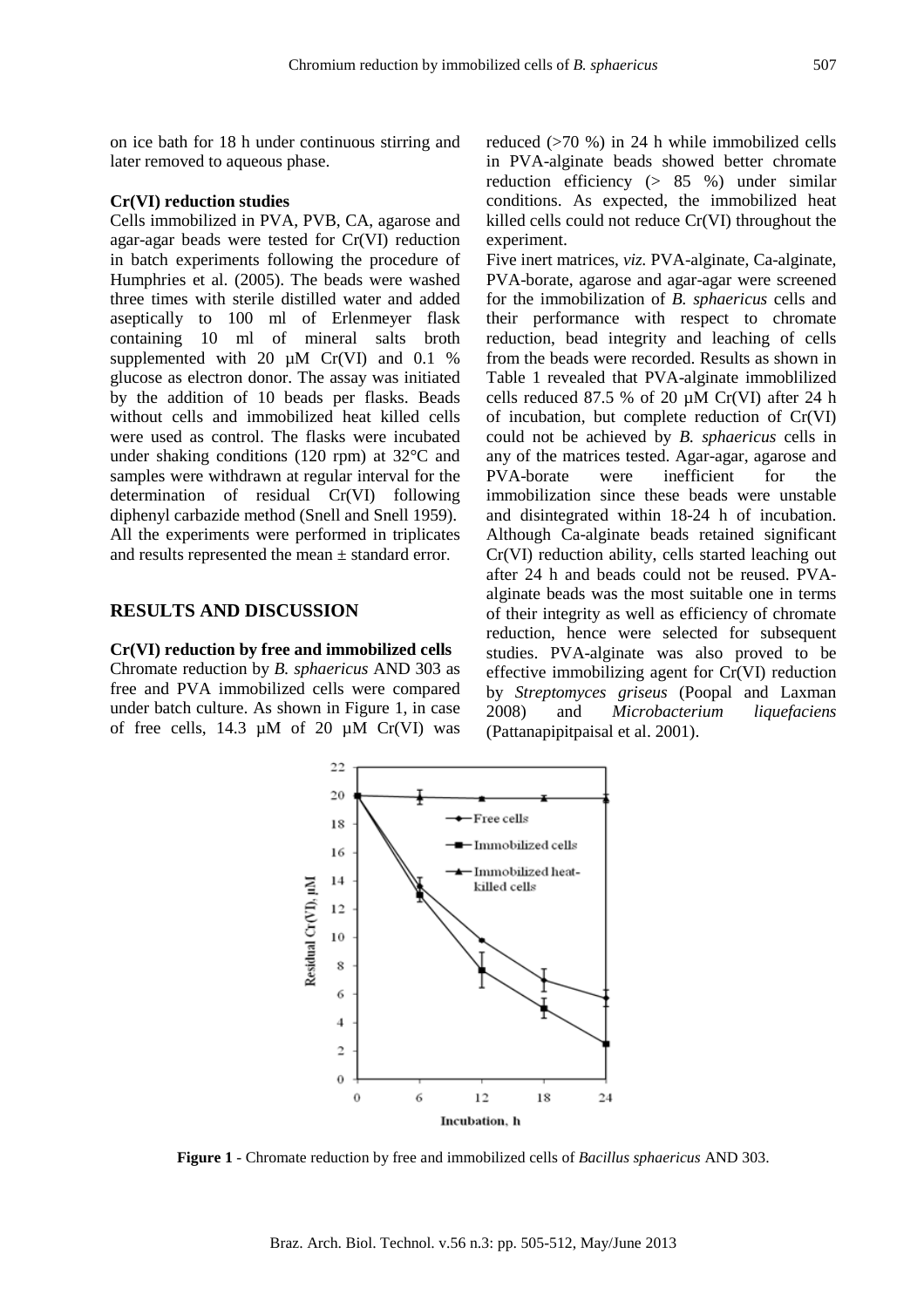on ice bath for 18 h under continuous stirring and later removed to aqueous phase.

### Cr(VI) reduction studies

Cells immobilized in PVA, PVB, CA, agarose and agar-agar beads were tested for Cr(VI) reduction in batch experiments following the procedure of Humphries et al. (2005). The beads were washed three times with sterile distilled water and added aseptically to 100 ml of Erlenmeyer flask containing 10 ml of mineral salts broth supplemented with 20 µM Cr(VI) and 0.1 % glucose as electron donor. The assay was initiated by the addition of 10 beads per flasks. Beads without cells and immobilized heat killed cells were used as control. The flasks were incubated under shaking conditions (120 rpm) at 32°C and samples were withdrawn at regular interval for the determination of residual Cr(VI) following diphenyl carbazide method (Snell and Snell 1959). All the experiments were performed in triplicates and results represented the mean ± standard error.

## RESULTS AND DISCUSSION

### Cr(VI) reduction by free and immobilized cells

Chromate reduction by *B. sphaericus* AND 303 as free and PVA immobilized cells were compared under batch culture. As shown in Figure 1, in case of free cells, 14.3 µM of 20 µM Cr(VI) was reduced (>70 %) in 24 h while immobilized cells in PVA-alginate beads showed better chromate reduction efficiency (> 85 %) under similar conditions. As expected, the immobilized heat killed cells could not reduce Cr(VI) throughout the experiment.

Five inert matrices, *viz.* PVA-alginate, Ca-alginate, PVA-borate, agarose and agar-agar were screened for the immobilization of *B. sphaericus* cells and their performance with respect to chromate reduction, bead integrity and leaching of cells from the beads were recorded. Results as shown in Table 1 revealed that PVA-alginate immoblilized cells reduced 87.5 % of 20 µM Cr(VI) after 24 h of incubation, but complete reduction of Cr(VI) could not be achieved by *B. sphaericus* cells in any of the matrices tested. Agar-agar, agarose and PVA-borate were inefficient for the immobilization since these beads were unstable and disintegrated within 18-24 h of incubation. Although Ca-alginate beads retained significant Cr(VI) reduction ability, cells started leaching out after 24 h and beads could not be reused. PVA-alginate beads was the most suitable one in terms of their integrity as well as efficiency of chromate reduction, hence were selected for subsequent studies. PVA-alginate was also proved to be effective immobilizing agent for Cr(VI) reduction by *Streptomyces griseus* (Poopal and Laxman 2008) and *Microbacterium liquefaciens* (Pattanapipitpaisal et al. 2001).

**Figure 1** - Chromate reduction by free and immobilized cells of *Bacillus sphaericus* AND 303.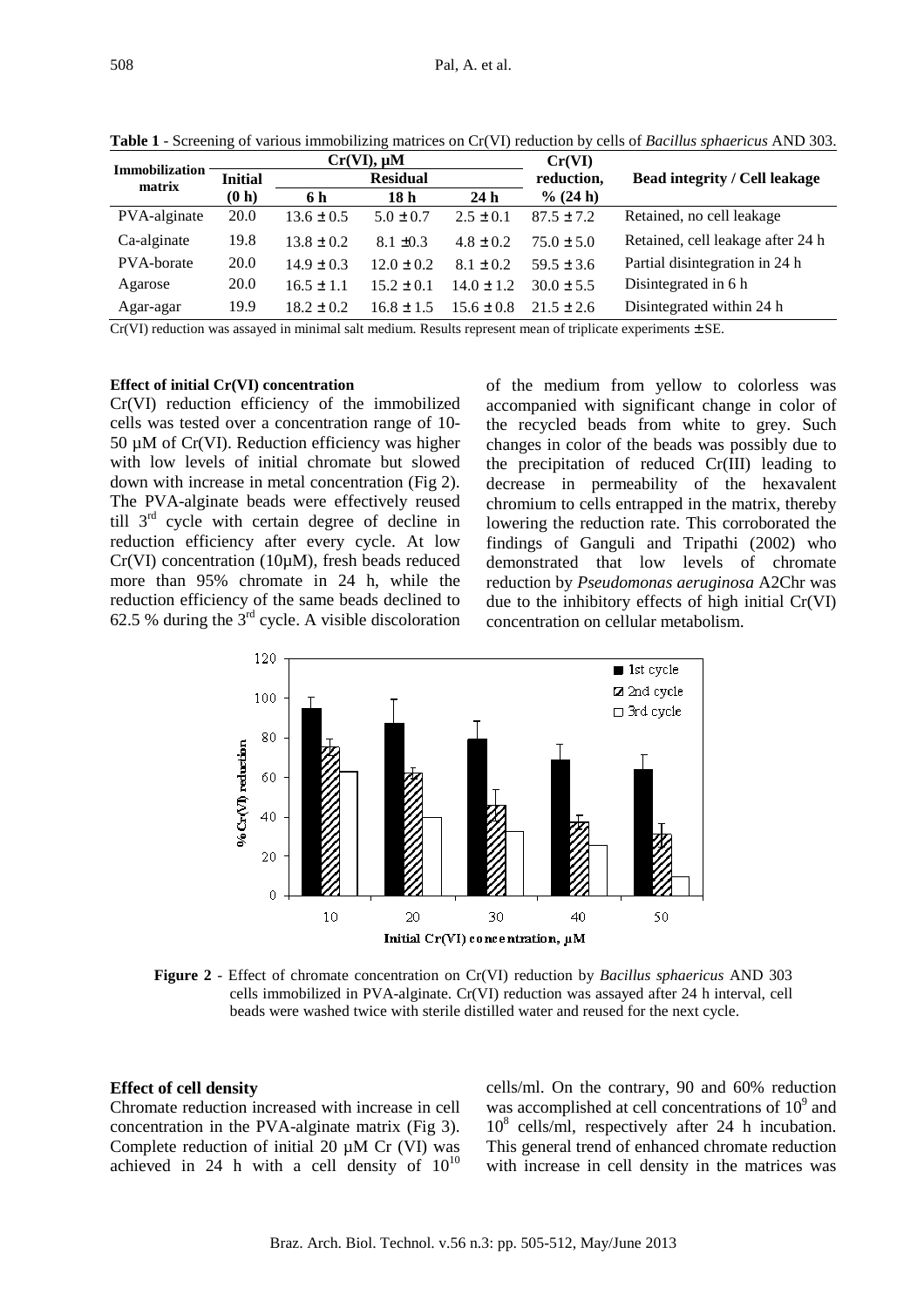**Table 1** - Screening of various immobilizing matrices on Cr(VI) reduction by cells of *Bacillus sphaericus* AND 303.

| Immobilization matrix | Cr(VI), µM | | | | Cr(VI) reduction, % (24 h) | Bead integrity / Cell leakage |
|---|---|---|---|---|---|---|
| | Initial (0 h) | Residual | | | | |
| | | 6 h | 18 h | 24 h | | |
| PVA-alginate | 20.0 | 13.6 ± 0.5 | 5.0 ± 0.7 | 2.5 ± 0.1 | 87.5 ± 7.2 | Retained, no cell leakage |
| Ca-alginate | 19.8 | 13.8 ± 0.2 | 8.1 ±0.3 | 4.8 ± 0.2 | 75.0 ± 5.0 | Retained, cell leakage after 24 h |
| PVA-borate | 20.0 | 14.9 ± 0.3 | 12.0 ± 0.2 | 8.1 ± 0.2 | 59.5 ± 3.6 | Partial disintegration in 24 h |
| Agarose | 20.0 | 16.5 ± 1.1 | 15.2 ± 0.1 | 14.0 ± 1.2 | 30.0 ± 5.5 | Disintegrated in 6 h |
| Agar-agar | 19.9 | 18.2 ± 0.2 | 16.8 ± 1.5 | 15.6 ± 0.8 | 21.5 ± 2.6 | Disintegrated within 24 h |

Cr(VI) reduction was assayed in minimal salt medium. Results represent mean of triplicate experiments ± SE.

**Effect of initial Cr(VI) concentration**

Cr(VI) reduction efficiency of the immobilized cells was tested over a concentration range of 10-50 µM of Cr(VI). Reduction efficiency was higher with low levels of initial chromate but slowed down with increase in metal concentration (Fig 2). The PVA-alginate beads were effectively reused till 3rd cycle with certain degree of decline in reduction efficiency after every cycle. At low Cr(VI) concentration (10µM), fresh beads reduced more than 95% chromate in 24 h, while the reduction efficiency of the same beads declined to 62.5 % during the 3rd cycle. A visible discoloration of the medium from yellow to colorless was accompanied with significant change in color of the recycled beads from white to grey. Such changes in color of the beads was possibly due to the precipitation of reduced Cr(III) leading to decrease in permeability of the hexavalent chromium to cells entrapped in the matrix, thereby lowering the reduction rate. This corroborated the findings of Ganguli and Tripathi (2002) who demonstrated that low levels of chromate reduction by *Pseudomonas aeruginosa* A2Chr was due to the inhibitory effects of high initial Cr(VI) concentration on cellular metabolism.

**Figure 2** - Effect of chromate concentration on Cr(VI) reduction by *Bacillus sphaericus* AND 303 cells immobilized in PVA-alginate. Cr(VI) reduction was assayed after 24 h interval, cell beads were washed twice with sterile distilled water and reused for the next cycle.

**Effect of cell density**

Chromate reduction increased with increase in cell concentration in the PVA-alginate matrix (Fig 3). Complete reduction of initial 20 µM Cr (VI) was achieved in 24 h with a cell density of $10^{10}$ cells/ml. On the contrary, 90 and 60% reduction was accomplished at cell concentrations of $10^9$ and $10^8$ cells/ml, respectively after 24 h incubation. This general trend of enhanced chromate reduction with increase in cell density in the matrices was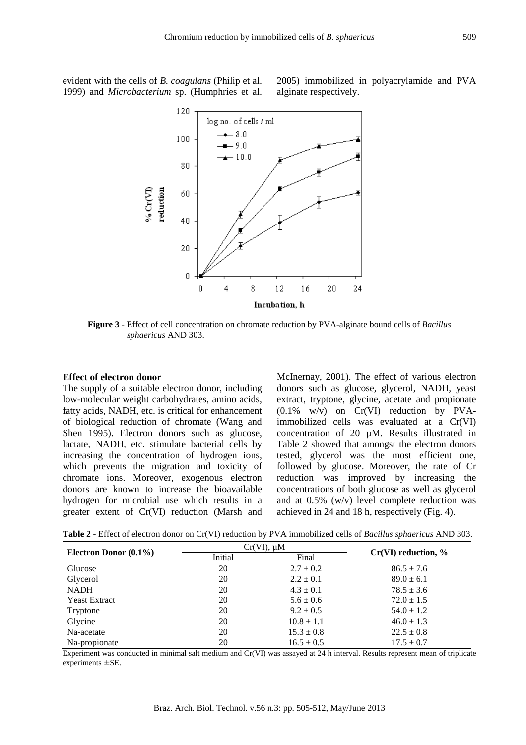evident with the cells of *B. coagulans* (Philip et al. 1999) and *Microbacterium* sp. (Humphries et al. 2005) immobilized in polyacrylamide and PVA alginate respectively.

**Figure 3** - Effect of cell concentration on chromate reduction by PVA-alginate bound cells of *Bacillus sphaericus* AND 303.

**Effect of electron donor**

The supply of a suitable electron donor, including low-molecular weight carbohydrates, amino acids, fatty acids, NADH, etc. is critical for enhancement of biological reduction of chromate (Wang and Shen 1995). Electron donors such as glucose, lactate, NADH, etc. stimulate bacterial cells by increasing the concentration of hydrogen ions, which prevents the migration and toxicity of chromate ions. Moreover, exogenous electron donors are known to increase the bioavailable hydrogen for microbial use which results in a greater extent of Cr(VI) reduction (Marsh and McInernay, 2001). The effect of various electron donors such as glucose, glycerol, NADH, yeast extract, tryptone, glycine, acetate and propionate (0.1% w/v) on Cr(VI) reduction by PVA-immobilized cells was evaluated at a Cr(VI) concentration of 20 µM. Results illustrated in Table 2 showed that amongst the electron donors tested, glycerol was the most efficient one, followed by glucose. Moreover, the rate of Cr reduction was improved by increasing the concentrations of both glucose as well as glycerol and at 0.5% (w/v) level complete reduction was achieved in 24 and 18 h, respectively (Fig. 4).

**Table 2** - Effect of electron donor on Cr(VI) reduction by PVA immobilized cells of *Bacillus sphaericus* AND 303.

| Electron Donor (0.1%) | Cr(VI), µM | | Cr(VI) reduction, % |
|---|---|---|---|
| | Initial | Final | |
| Glucose | 20 | 2.7 ± 0.2 | 86.5 ± 7.6 |
| Glycerol | 20 | 2.2 ± 0.1 | 89.0 ± 6.1 |
| NADH | 20 | 4.3 ± 0.1 | 78.5 ± 3.6 |
| Yeast Extract | 20 | 5.6 ± 0.6 | 72.0 ± 1.5 |
| Tryptone | 20 | 9.2 ± 0.5 | 54.0 ± 1.2 |
| Glycine | 20 | 10.8 ± 1.1 | 46.0 ± 1.3 |
| Na-acetate | 20 | 15.3 ± 0.8 | 22.5 ± 0.8 |
| Na-propionate | 20 | 16.5 ± 0.5 | 17.5 ± 0.7 |

Experiment was conducted in minimal salt medium and Cr(VI) was assayed at 24 h interval. Results represent mean of triplicate experiments ± SE.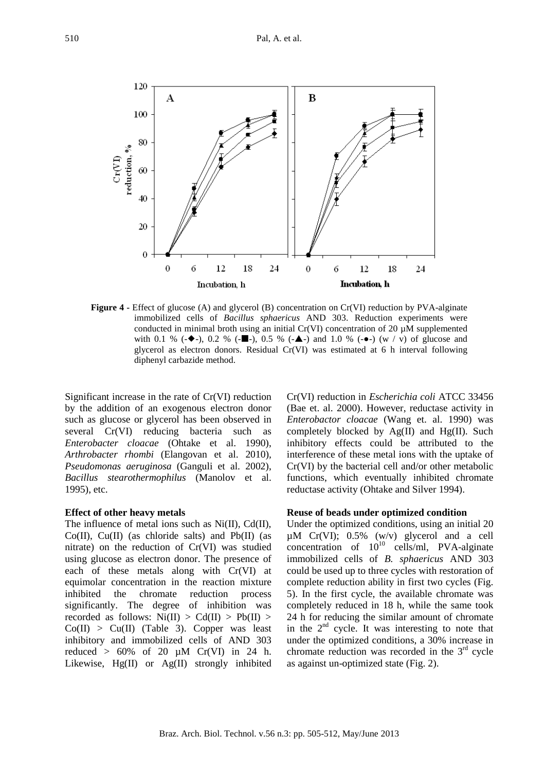**Figure 4** - Effect of glucose (A) and glycerol (B) concentration on Cr(VI) reduction by PVA-alginate immobilized cells of *Bacillus sphaericus* AND 303. Reduction experiments were conducted in minimal broth using an initial Cr(VI) concentration of 20 µM supplemented with 0.1 % (-◆-), 0.2 % (-■-), 0.5 % (-▲-) and 1.0 % (-●-) (w / v) of glucose and glycerol as electron donors. Residual Cr(VI) was estimated at 6 h interval following diphenyl carbazide method.

Significant increase in the rate of Cr(VI) reduction by the addition of an exogenous electron donor such as glucose or glycerol has been observed in several Cr(VI) reducing bacteria such as *Enterobacter cloacae* (Ohtake et al. 1990), *Arthrobacter rhombi* (Elangovan et al. 2010), *Pseudomonas aeruginosa* (Ganguli et al. 2002), *Bacillus stearothermophilus* (Manolov et al. 1995), etc.

**Effect of other heavy metals**

The influence of metal ions such as Ni(II), Cd(II), Co(II), Cu(II) (as chloride salts) and Pb(II) (as nitrate) on the reduction of Cr(VI) was studied using glucose as electron donor. The presence of each of these metals along with Cr(VI) at equimolar concentration in the reaction mixture inhibited the chromate reduction process significantly. The degree of inhibition was recorded as follows: Ni(II) > Cd(II) > Pb(II) > Co(II) > Cu(II) (Table 3). Copper was least inhibitory and immobilized cells of AND 303 reduced > 60% of 20 µM Cr(VI) in 24 h. Likewise, Hg(II) or Ag(II) strongly inhibited Cr(VI) reduction in *Escherichia coli* ATCC 33456 (Bae et. al. 2000). However, reductase activity in *Enterobactor cloacae* (Wang et. al. 1990) was completely blocked by Ag(II) and Hg(II). Such inhibitory effects could be attributed to the interference of these metal ions with the uptake of Cr(VI) by the bacterial cell and/or other metabolic functions, which eventually inhibited chromate reductase activity (Ohtake and Silver 1994).

**Reuse of beads under optimized condition**

Under the optimized conditions, using an initial 20 µM Cr(VI); 0.5% (w/v) glycerol and a cell concentration of $10^{10}$ cells/ml, PVA-alginate immobilized cells of *B. sphaericus* AND 303 could be used up to three cycles with restoration of complete reduction ability in first two cycles (Fig. 5). In the first cycle, the available chromate was completely reduced in 18 h, while the same took 24 h for reducing the similar amount of chromate in the 2nd cycle. It was interesting to note that under the optimized conditions, a 30% increase in chromate reduction was recorded in the 3rd cycle as against un-optimized state (Fig. 2).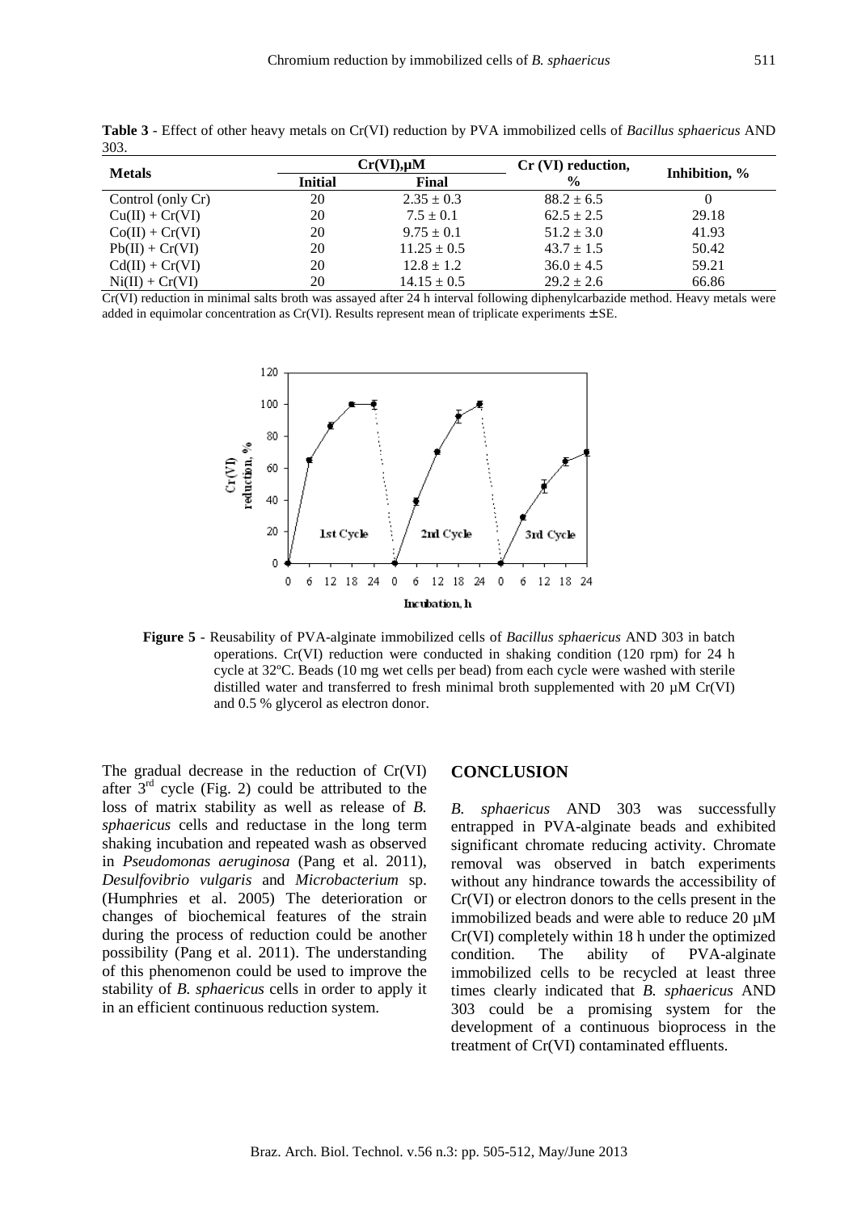**Table 3** - Effect of other heavy metals on Cr(VI) reduction by PVA immobilized cells of *Bacillus sphaericus* AND 303.

| Metals | Cr(VI),µM | | Cr (VI) reduction, % | Inhibition, % |
|---|---|---|---|---|
| | Initial | Final | | |
| Control (only Cr) | 20 | 2.35 ± 0.3 | 88.2 ± 6.5 | 0 |
| Cu(II) + Cr(VI) | 20 | 7.5 ± 0.1 | 62.5 ± 2.5 | 29.18 |
| Co(II) + Cr(VI) | 20 | 9.75 ± 0.1 | 51.2 ± 3.0 | 41.93 |
| Pb(II) + Cr(VI) | 20 | 11.25 ± 0.5 | 43.7 ± 1.5 | 50.42 |
| Cd(II) + Cr(VI) | 20 | 12.8 ± 1.2 | 36.0 ± 4.5 | 59.21 |
| Ni(II) + Cr(VI) | 20 | 14.15 ± 0.5 | 29.2 ± 2.6 | 66.86 |

Cr(VI) reduction in minimal salts broth was assayed after 24 h interval following diphenylcarbazide method. Heavy metals were added in equimolar concentration as Cr(VI). Results represent mean of triplicate experiments ± SE.

**Figure 5** - Reusability of PVA-alginate immobilized cells of *Bacillus sphaericus* AND 303 in batch operations. Cr(VI) reduction were conducted in shaking condition (120 rpm) for 24 h cycle at 32ºC. Beads (10 mg wet cells per bead) from each cycle were washed with sterile distilled water and transferred to fresh minimal broth supplemented with 20 µM Cr(VI) and 0.5 % glycerol as electron donor.

The gradual decrease in the reduction of Cr(VI) after 3rd cycle (Fig. 2) could be attributed to the loss of matrix stability as well as release of *B. sphaericus* cells and reductase in the long term shaking incubation and repeated wash as observed in *Pseudomonas aeruginosa* (Pang et al. 2011), *Desulfovibrio vulgaris* and *Microbacterium* sp. (Humphries et al. 2005) The deterioration or changes of biochemical features of the strain during the process of reduction could be another possibility (Pang et al. 2011). The understanding of this phenomenon could be used to improve the stability of *B. sphaericus* cells in order to apply it in an efficient continuous reduction system.

## CONCLUSION

*B. sphaericus* AND 303 was successfully entrapped in PVA-alginate beads and exhibited significant chromate reducing activity. Chromate removal was observed in batch experiments without any hindrance towards the accessibility of Cr(VI) or electron donors to the cells present in the immobilized beads and were able to reduce 20 µM Cr(VI) completely within 18 h under the optimized condition. The ability of PVA-alginate immobilized cells to be recycled at least three times clearly indicated that *B. sphaericus* AND 303 could be a promising system for the development of a continuous bioprocess in the treatment of Cr(VI) contaminated effluents.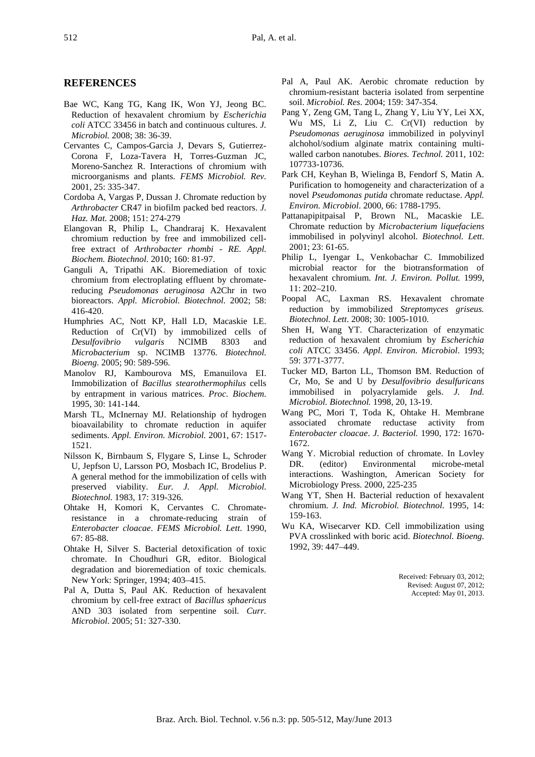## REFERENCES

Bae WC, Kang TG, Kang IK, Won YJ, Jeong BC. Reduction of hexavalent chromium by *Escherichia coli* ATCC 33456 in batch and continuous cultures. *J. Microbiol.* 2008; 38: 36-39.

Cervantes C, Campos-Garcia J, Devars S, Gutierrez-Corona F, Loza-Tavera H, Torres-Guzman JC, Moreno-Sanchez R. Interactions of chromium with microorganisms and plants. *FEMS Microbiol. Rev.* 2001, 25: 335-347.

Cordoba A, Vargas P, Dussan J. Chromate reduction by *Arthrobacter* CR47 in biofilm packed bed reactors. *J. Haz. Mat.* 2008; 151: 274-279

Elangovan R, Philip L, Chandraraj K. Hexavalent chromium reduction by free and immobilized cell-free extract of *Arthrobacter rhombi - RE. Appl. Biochem. Biotechnol.* 2010; 160: 81-97.

Ganguli A, Tripathi AK. Bioremediation of toxic chromium from electroplating effluent by chromate-reducing *Pseudomonas aeruginosa* A2Chr in two bioreactors. *Appl. Microbiol. Biotechnol.* 2002; 58: 416-420.

Humphries AC, Nott KP, Hall LD, Macaskie LE. Reduction of Cr(VI) by immobilized cells of *Desulfovibrio vulgaris* NCIMB 8303 and *Microbacterium* sp. NCIMB 13776. *Biotechnol. Bioeng.* 2005; 90: 589-596.

Manolov RJ, Kambourova MS, Emanuilova EI. Immobilization of *Bacillus stearothermophilus* cells by entrapment in various matrices. *Proc. Biochem.* 1995, 30: 141-144.

Marsh TL, McInernay MJ. Relationship of hydrogen bioavailability to chromate reduction in aquifer sediments. *Appl. Environ. Microbiol.* 2001, 67: 1517-1521.

Nilsson K, Birnbaum S, Flygare S, Linse L, Schroder U, Jepfson U, Larsson PO, Mosbach IC, Brodelius P. A general method for the immobilization of cells with preserved viability. *Eur. J. Appl. Microbiol. Biotechnol.* 1983, 17: 319-326.

Ohtake H, Komori K, Cervantes C. Chromate-resistance in a chromate-reducing strain of *Enterobacter cloacae*. *FEMS Microbiol. Lett.* 1990, 67: 85-88.

Ohtake H, Silver S. Bacterial detoxification of toxic chromate. In Choudhuri GR, editor. Biological degradation and bioremediation of toxic chemicals. New York: Springer, 1994; 403–415.

Pal A, Dutta S, Paul AK. Reduction of hexavalent chromium by cell-free extract of *Bacillus sphaericus* AND 303 isolated from serpentine soil. *Curr. Microbiol.* 2005; 51: 327-330.

Pal A, Paul AK. Aerobic chromate reduction by chromium-resistant bacteria isolated from serpentine soil. *Microbiol. Res*. 2004; 159: 347-354.

Pang Y, Zeng GM, Tang L, Zhang Y, Liu YY, Lei XX, Wu MS, Li Z, Liu C. Cr(VI) reduction by *Pseudomonas aeruginosa* immobilized in polyvinyl alchohol/sodium alginate matrix containing multi-walled carbon nanotubes. *Biores. Technol.* 2011, 102: 107733-10736.

Park CH, Keyhan B, Wielinga B, Fendorf S, Matin A. Purification to homogeneity and characterization of a novel *Pseudomonas putida* chromate reductase. *Appl. Environ. Microbiol*. 2000, 66: 1788-1795.

Pattanapipitpaisal P, Brown NL, Macaskie LE. Chromate reduction by *Microbacterium liquefaciens* immobilised in polyvinyl alcohol. *Biotechnol. Lett*. 2001; 23: 61-65.

Philip L, Iyengar L, Venkobachar C. Immobilized microbial reactor for the biotransformation of hexavalent chromium. *Int. J. Environ. Pollut.* 1999, 11: 202–210.

Poopal AC, Laxman RS. Hexavalent chromate reduction by immobilized *Streptomyces griseus. Biotechnol. Lett*. 2008; 30: 1005-1010.

Shen H, Wang YT. Characterization of enzymatic reduction of hexavalent chromium by *Escherichia coli* ATCC 33456. *Appl. Environ. Microbiol*. 1993; 59: 3771-3777.

Tucker MD, Barton LL, Thomson BM. Reduction of Cr, Mo, Se and U by *Desulfovibrio desulfuricans* immobilised in polyacrylamide gels. *J. Ind. Microbiol. Biotechnol.* 1998, 20, 13-19.

Wang PC, Mori T, Toda K, Ohtake H. Membrane associated chromate reductase activity from *Enterobacter cloacae*. *J. Bacteriol.* 1990, 172: 1670-1672.

Wang Y. Microbial reduction of chromate. In Lovley DR. (editor) Environmental microbe-metal interactions. Washington, American Society for Microbiology Press. 2000, 225-235

Wang YT, Shen H. Bacterial reduction of hexavalent chromium. *J. Ind. Microbiol. Biotechnol.* 1995, 14: 159-163.

Wu KA, Wisecarver KD. Cell immobilization using PVA crosslinked with boric acid. *Biotechnol. Bioeng.* 1992, 39: 447–449.

Received: February 03, 2012;
Revised: August 07, 2012;
Accepted: May 01, 2013.